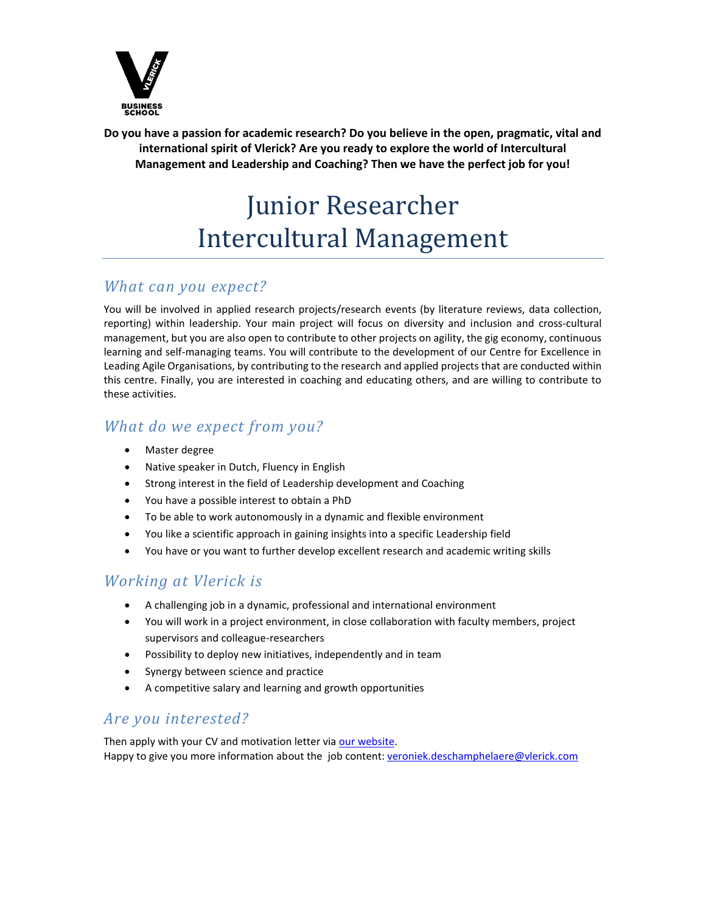**Do you have a passion for academic research? Do you believe in the open, pragmatic, vital and international spirit of Vlerick? Are you ready to explore the world of Intercultural Management and Leadership and Coaching? Then we have the perfect job for you!**

# Junior Researcher Intercultural Management

## *What can you expect?*

You will be involved in applied research projects/research events (by literature reviews, data collection, reporting) within leadership. Your main project will focus on diversity and inclusion and cross-cultural management, but you are also open to contribute to other projects on agility, the gig economy, continuous learning and self-managing teams. You will contribute to the development of our Centre for Excellence in Leading Agile Organisations, by contributing to the research and applied projects that are conducted within this centre. Finally, you are interested in coaching and educating others, and are willing to contribute to these activities.

## *What do we expect from you?*

- Master degree
- Native speaker in Dutch, Fluency in English
- Strong interest in the field of Leadership development and Coaching
- You have a possible interest to obtain a PhD
- To be able to work autonomously in a dynamic and flexible environment
- You like a scientific approach in gaining insights into a specific Leadership field
- You have or you want to further develop excellent research and academic writing skills

## *Working at Vlerick is*

- A challenging job in a dynamic, professional and international environment
- You will work in a project environment, in close collaboration with faculty members, project supervisors and colleague-researchers
- Possibility to deploy new initiatives, independently and in team
- Synergy between science and practice
- A competitive salary and learning and growth opportunities

## *Are you interested?*

Then apply with your CV and motivation letter via our website.
Happy to give you more information about the job content: veroniek.deschamphelaere@vlerick.com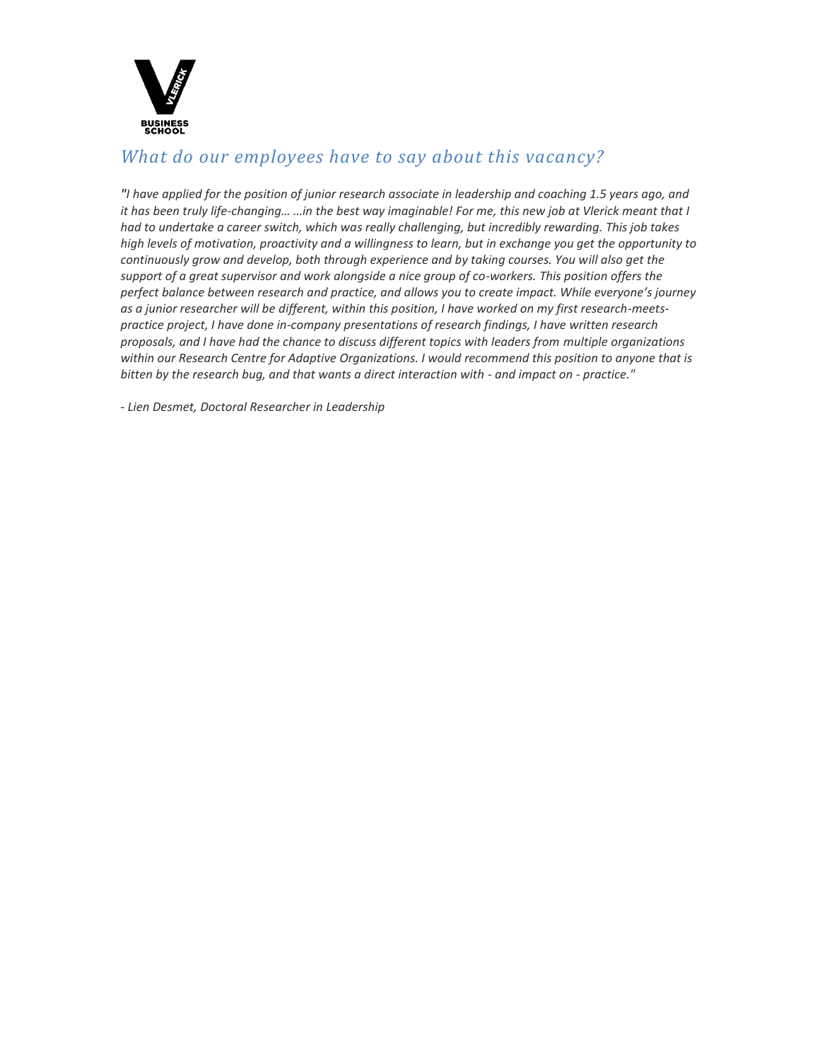## *What do our employees have to say about this vacancy?*

*"I have applied for the position of junior research associate in leadership and coaching 1.5 years ago, and it has been truly life-changing… …in the best way imaginable! For me, this new job at Vlerick meant that I had to undertake a career switch, which was really challenging, but incredibly rewarding. This job takes high levels of motivation, proactivity and a willingness to learn, but in exchange you get the opportunity to continuously grow and develop, both through experience and by taking courses. You will also get the support of a great supervisor and work alongside a nice group of co-workers. This position offers the perfect balance between research and practice, and allows you to create impact. While everyone's journey as a junior researcher will be different, within this position, I have worked on my first research-meets-practice project, I have done in-company presentations of research findings, I have written research proposals, and I have had the chance to discuss different topics with leaders from multiple organizations within our Research Centre for Adaptive Organizations. I would recommend this position to anyone that is bitten by the research bug, and that wants a direct interaction with - and impact on - practice."*

*- Lien Desmet, Doctoral Researcher in Leadership*